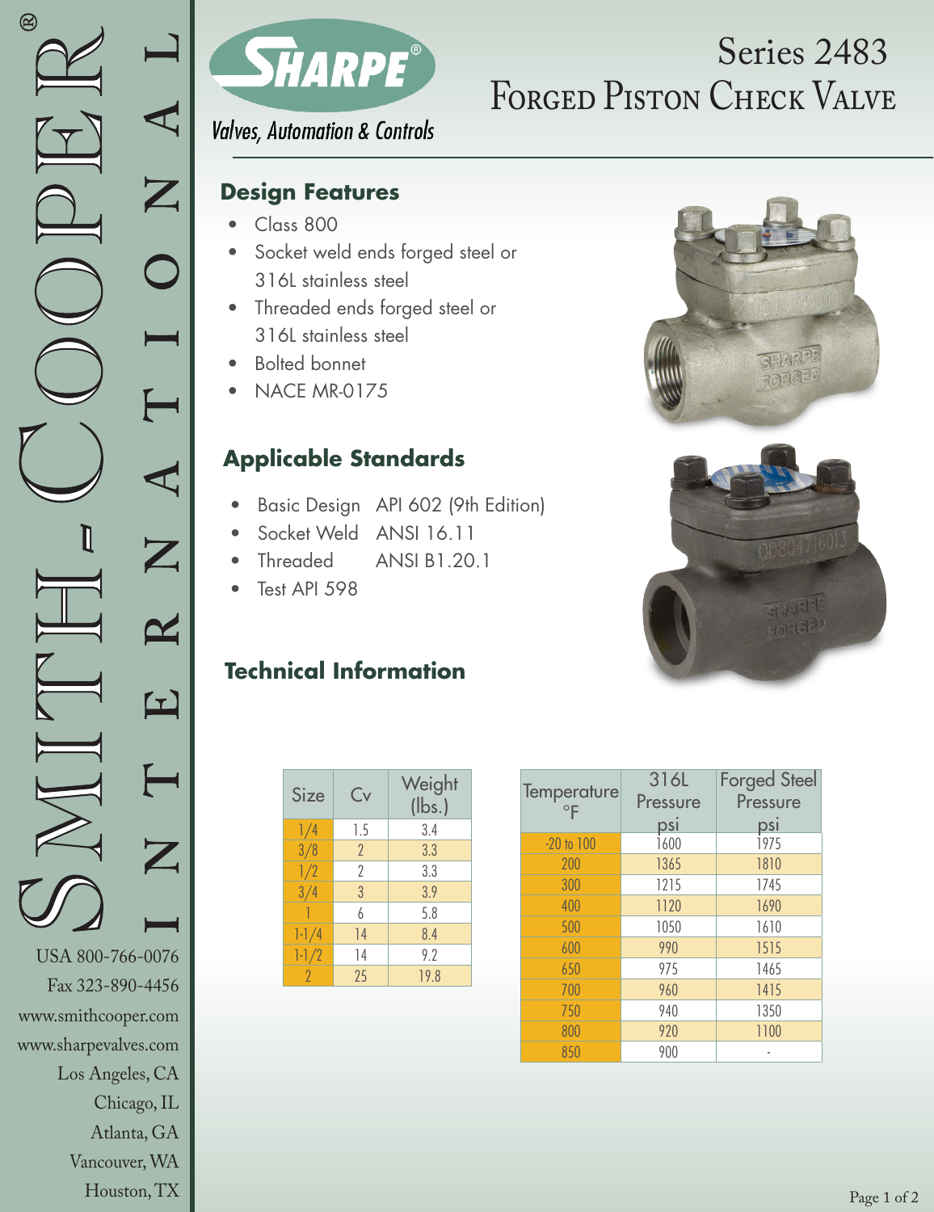# Series 2483 Forged Piston Check Valve

SHARPE® Valves, Automation & Controls

## Design Features

- Class 800
- Socket weld ends forged steel or 316L stainless steel
- Threaded ends forged steel or 316L stainless steel
- Bolted bonnet
- NACE MR-0175

## Applicable Standards

- Basic Design API 602 (9th Edition)
- Socket Weld ANSI 16.11
- Threaded ANSI B1.20.1
- Test API 598

## Technical Information

| Size | Cv | Weight (lbs.) |
|---|---|---|
| 1/4 | 1.5 | 3.4 |
| 3/8 | 2 | 3.3 |
| 1/2 | 2 | 3.3 |
| 3/4 | 3 | 3.9 |
| 1 | 6 | 5.8 |
| 1-1/4 | 14 | 8.4 |
| 1-1/2 | 14 | 9.2 |
| 2 | 25 | 19.8 |

| Temperature °F | 316L Pressure psi | Forged Steel Pressure psi |
|---|---|---|
| -20 to 100 | 1600 | 1975 |
| 200 | 1365 | 1810 |
| 300 | 1215 | 1745 |
| 400 | 1120 | 1690 |
| 500 | 1050 | 1610 |
| 600 | 990 | 1515 |
| 650 | 975 | 1465 |
| 700 | 960 | 1415 |
| 750 | 940 | 1350 |
| 800 | 920 | 1100 |
| 850 | 900 | - |

Smith-Cooper® International

USA 800-766-0076
Fax 323-890-4456
www.smithcooper.com
www.sharpevalves.com
Los Angeles, CA
Chicago, IL
Atlanta, GA
Vancouver, WA
Houston, TX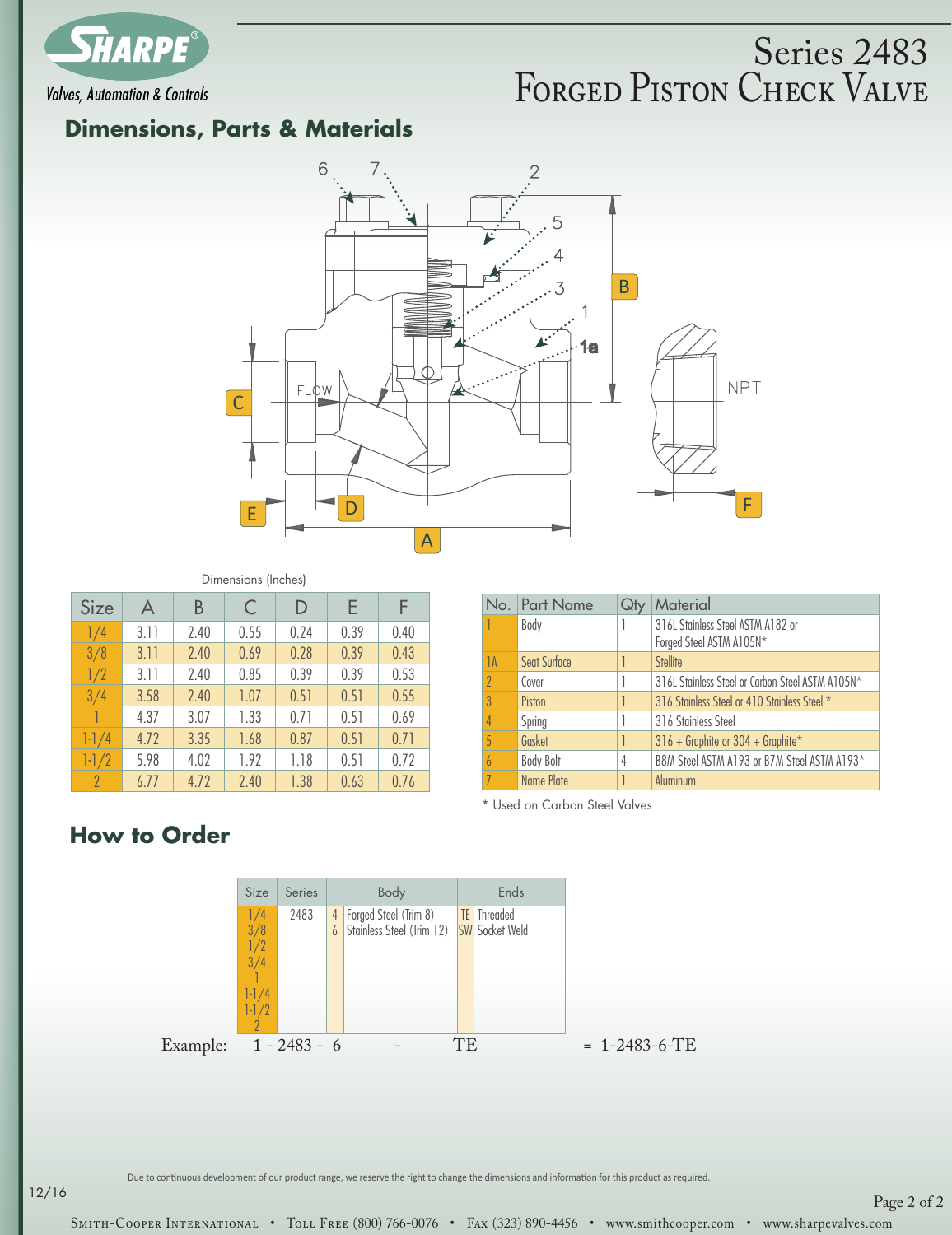# Series 2483 Forged Piston Check Valve

## Dimensions, Parts & Materials

6
7
2
5
4
3
1
1a
B
C
FLOW
NPT
E
D
A
F

Dimensions (Inches)

| Size | A | B | C | D | E | F |
|---|---|---|---|---|---|---|
| 1/4 | 3.11 | 2.40 | 0.55 | 0.24 | 0.39 | 0.40 |
| 3/8 | 3.11 | 2.40 | 0.69 | 0.28 | 0.39 | 0.43 |
| 1/2 | 3.11 | 2.40 | 0.85 | 0.39 | 0.39 | 0.53 |
| 3/4 | 3.58 | 2.40 | 1.07 | 0.51 | 0.51 | 0.55 |
| 1 | 4.37 | 3.07 | 1.33 | 0.71 | 0.51 | 0.69 |
| 1-1/4 | 4.72 | 3.35 | 1.68 | 0.87 | 0.51 | 0.71 |
| 1-1/2 | 5.98 | 4.02 | 1.92 | 1.18 | 0.51 | 0.72 |
| 2 | 6.77 | 4.72 | 2.40 | 1.38 | 0.63 | 0.76 |

| No. | Part Name | Qty | Material |
|---|---|---|---|
| 1 | Body | 1 | 316L Stainless Steel ASTM A182 or Forged Steel ASTM A105N* |
| 1A | Seat Surface | 1 | Stellite |
| 2 | Cover | 1 | 316L Stainless Steel or Carbon Steel ASTM A105N* |
| 3 | Piston | 1 | 316 Stainless Steel or 410 Stainless Steel * |
| 4 | Spring | 1 | 316 Stainless Steel |
| 5 | Gasket | 1 | 316 + Graphite or 304 + Graphite* |
| 6 | Body Bolt | 4 | B8M Steel ASTM A193 or B7M Steel ASTM A193* |
| 7 | Name Plate | 1 | Aluminum |

\* Used on Carbon Steel Valves

## How to Order

| Size | Series | Body | Ends |
|---|---|---|---|
| 1/4<br>3/8<br>1/2<br>3/4<br>1<br>1-1/4<br>1-1/2<br>2 | 2483 | 4 Forged Steel (Trim 8)<br>6 Stainless Steel (Trim 12) | TE Threaded<br>SW Socket Weld |

Example: 1 - 2483 - 6 - TE = 1-2483-6-TE

Due to continuous development of our product range, we reserve the right to change the dimensions and information for this product as required.

12/16

Smith-Cooper International • Toll Free (800) 766-0076 • Fax (323) 890-4456 • www.smithcooper.com • www.sharpevalves.com